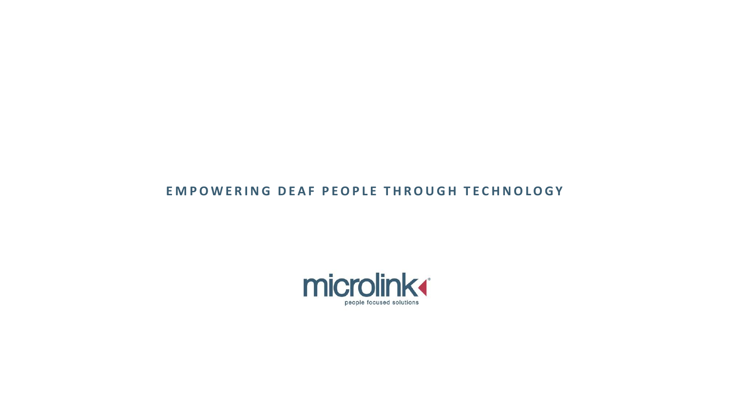# EMPOWERING DEAF PEOPLE THROUGH TECHNOLOGY

microlink

people focused solutions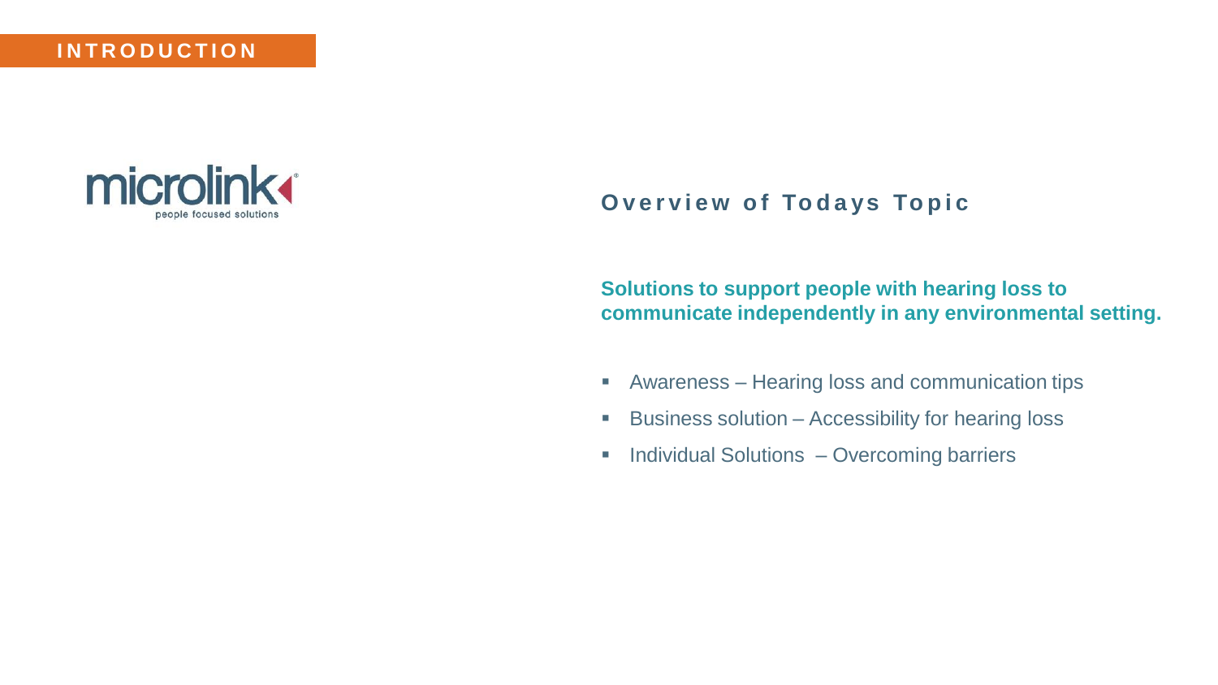INTRODUCTION

microlink
people focused solutions

## Overview of Todays Topic

**Solutions to support people with hearing loss to communicate independently in any environmental setting.**

- Awareness – Hearing loss and communication tips
- Business solution – Accessibility for hearing loss
- Individual Solutions – Overcoming barriers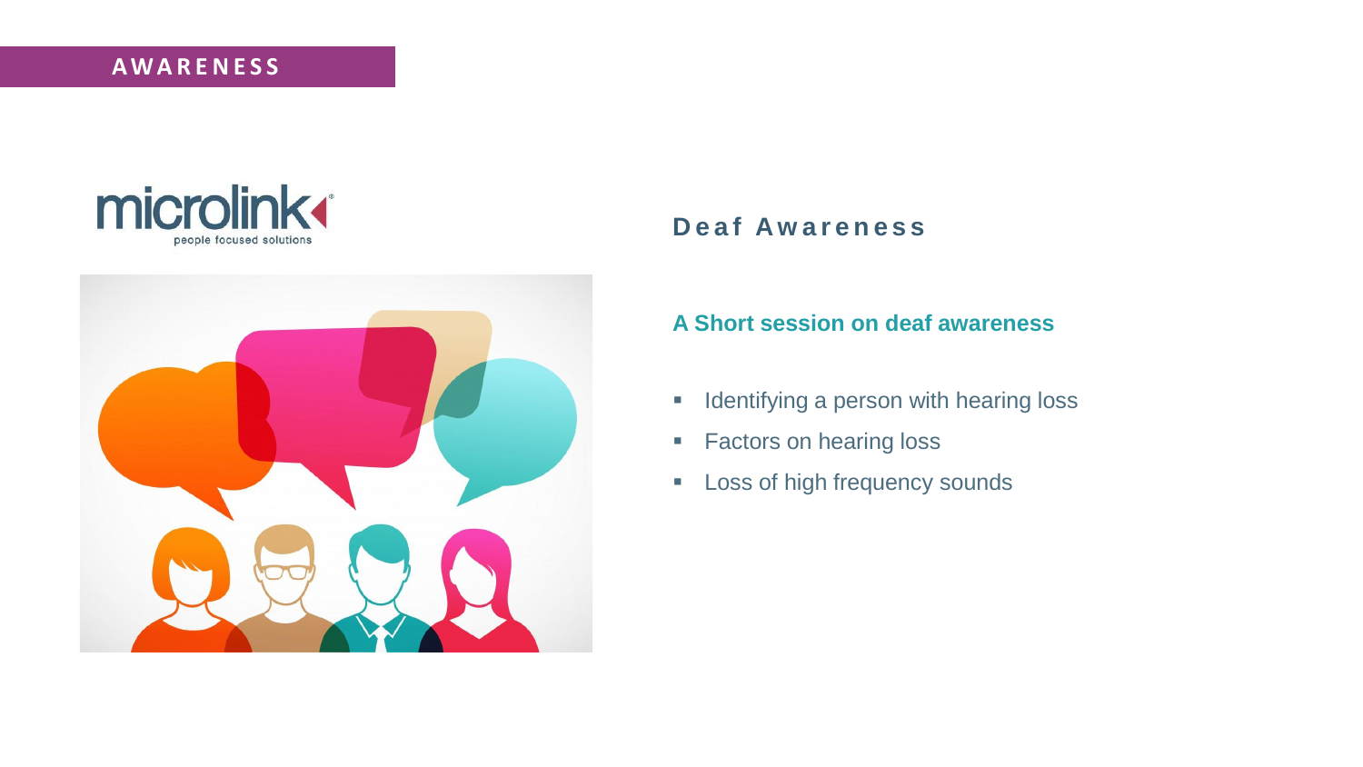AWARENESS

microlink
people focused solutions

## Deaf Awareness

### A Short session on deaf awareness

- Identifying a person with hearing loss
- Factors on hearing loss
- Loss of high frequency sounds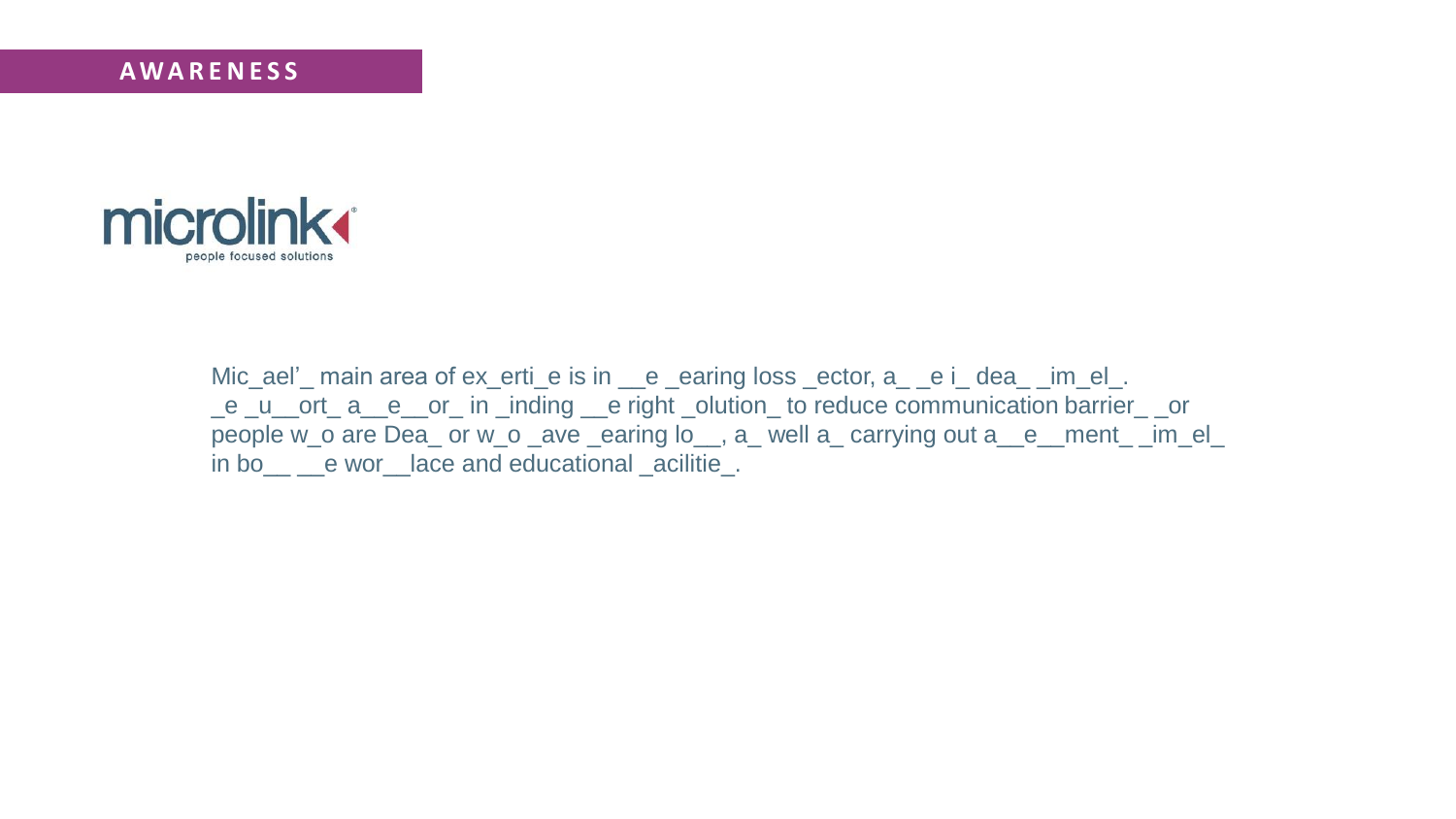**AWARENESS**

microlink people focused solutions

Mic_ael'_ main area of ex_erti_e is in __e _earing loss _ector, a_ _e i_ dea_ _im_el_. _e _u__ort_ a__e__or_ in _inding __e right _olution_ to reduce communication barrier_ _or people w_o are Dea_ or w_o _ave _earing lo__, a_ well a_ carrying out a__e__ment_ _im_el_ in bo__ __e wor__lace and educational _acilitie_.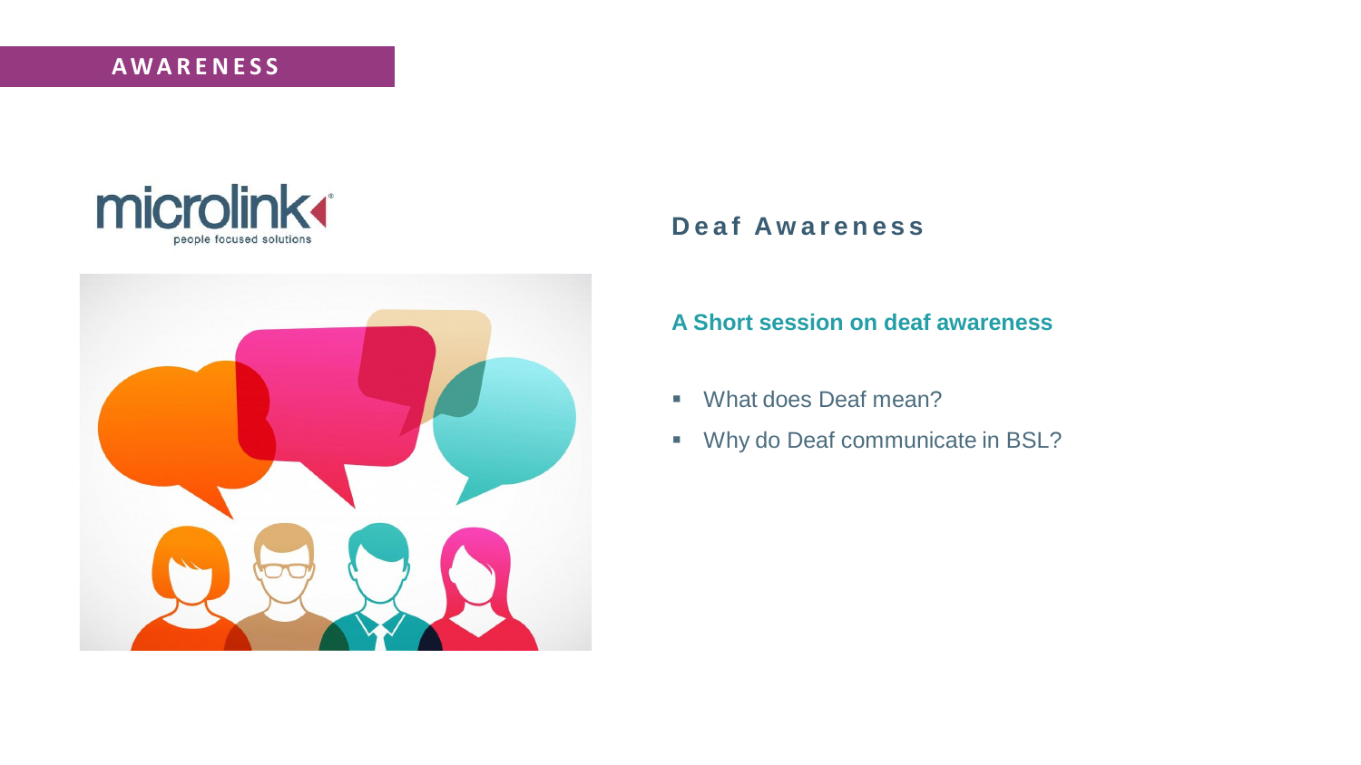AWARENESS

microlink
people focused solutions

## Deaf Awareness

### A Short session on deaf awareness

- What does Deaf mean?
- Why do Deaf communicate in BSL?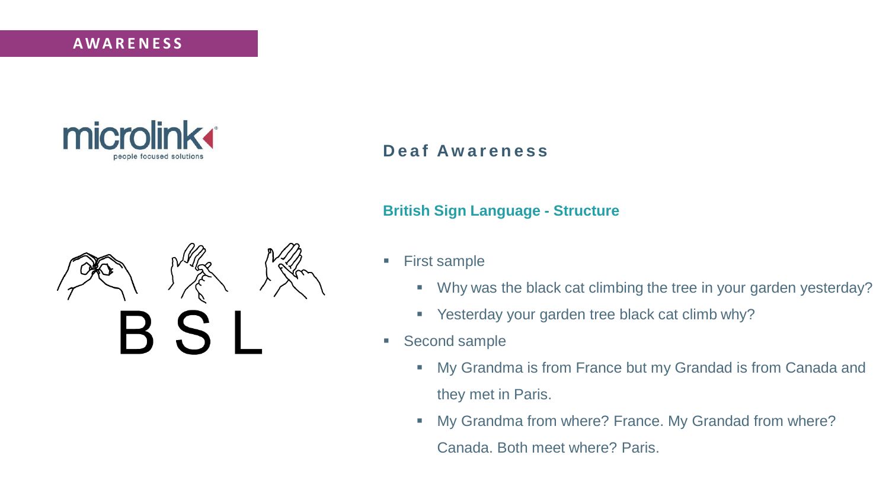AWARENESS

## Deaf Awareness

### British Sign Language - Structure

- First sample
  - Why was the black cat climbing the tree in your garden yesterday?
  - Yesterday your garden tree black cat climb why?
- Second sample
  - My Grandma is from France but my Grandad is from Canada and they met in Paris.
  - My Grandma from where? France. My Grandad from where? Canada. Both meet where? Paris.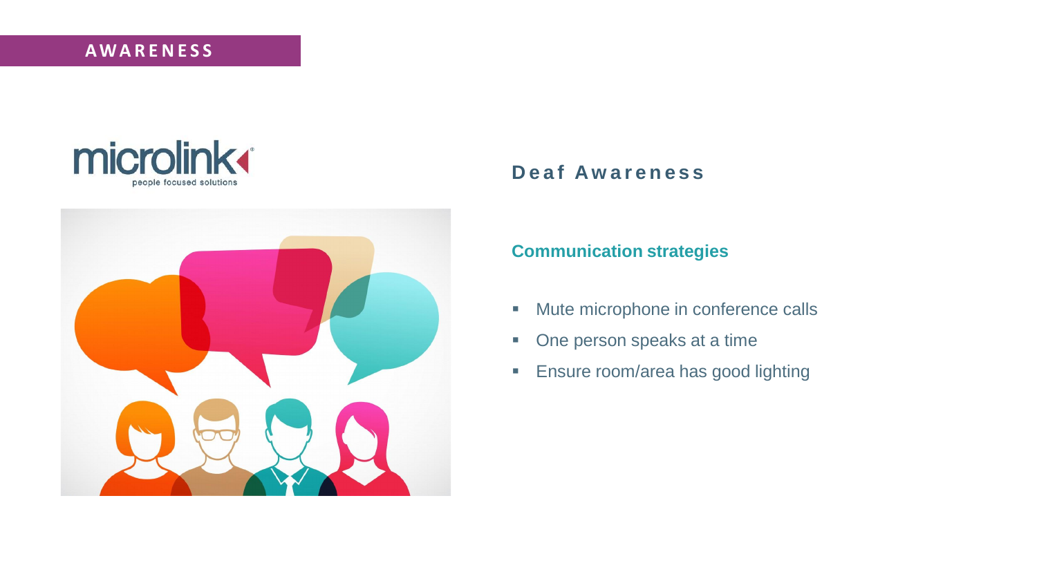AWARENESS

## Deaf Awareness

### Communication strategies

- Mute microphone in conference calls
- One person speaks at a time
- Ensure room/area has good lighting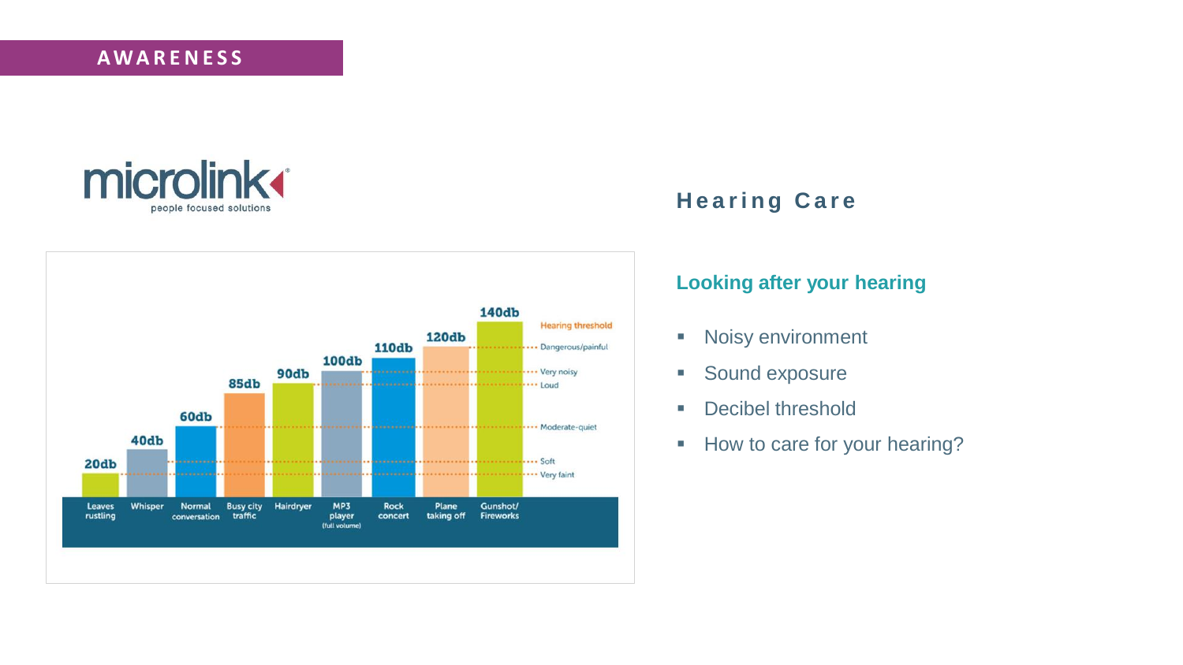AWARENESS

microlink
people focused solutions

## Hearing Care

| Sound | Decibels |
|---|---|
| Leaves rustling | 20db |
| Whisper | 40db |
| Normal conversation | 60db |
| Busy city traffic | 85db |
| Hairdryer | 90db |
| MP3 player (full volume) | 100db |
| Rock concert | 110db |
| Plane taking off | 120db |
| Gunshot/ Fireworks | 140db |

Hearing threshold: Dangerous/painful, Very noisy, Loud, Moderate-quiet, Soft, Very faint

### Looking after your hearing

- Noisy environment
- Sound exposure
- Decibel threshold
- How to care for your hearing?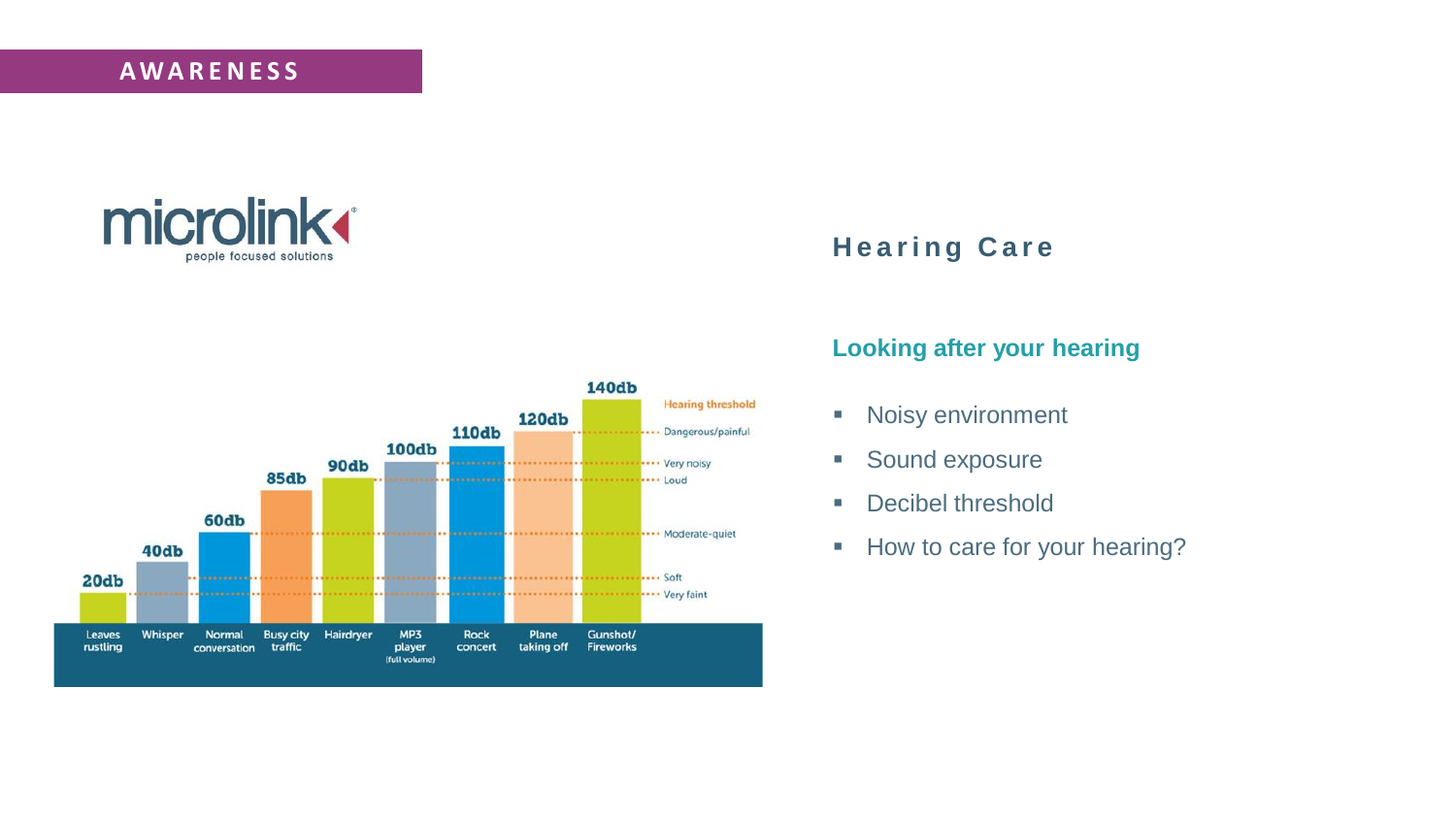AWARENESS

microlink people focused solutions

## Hearing Care

### Looking after your hearing

- Noisy environment
- Sound exposure
- Decibel threshold
- How to care for your hearing?

| Source | Level |
| --- | --- |
| Leaves rustling | 20db |
| Whisper | 40db |
| Normal conversation | 60db |
| Busy city traffic | 85db |
| Hairdryer | 90db |
| MP3 player (full volume) | 100db |
| Rock concert | 110db |
| Plane taking off | 120db |
| Gunshot/Fireworks | 140db |

Hearing threshold · Dangerous/painful · Very noisy · Loud · Moderate-quiet · Soft · Very faint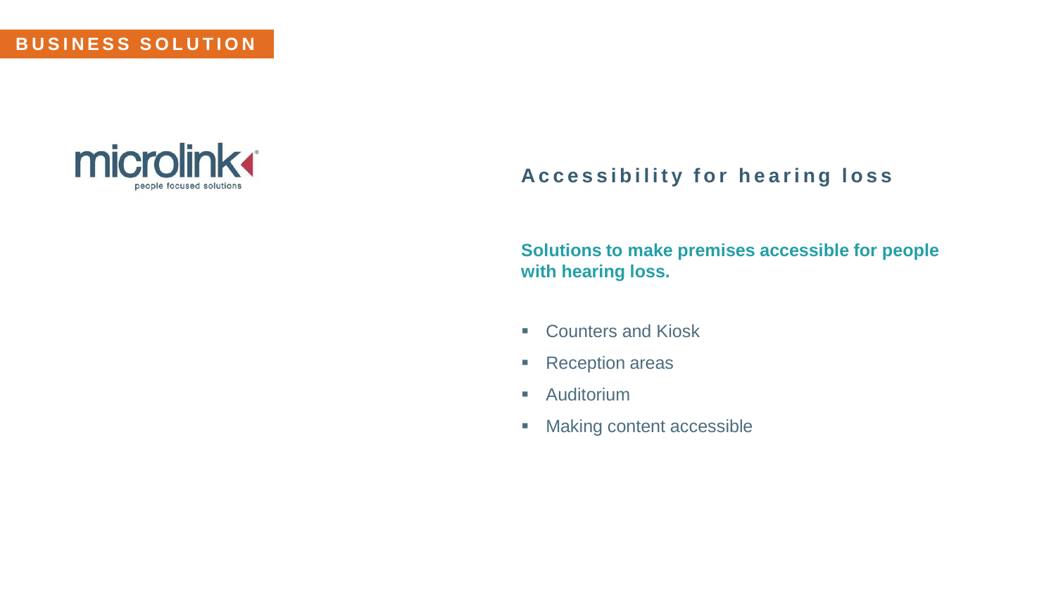BUSINESS SOLUTION

microlink
people focused solutions

## Accessibility for hearing loss

**Solutions to make premises accessible for people with hearing loss.**

- Counters and Kiosk
- Reception areas
- Auditorium
- Making content accessible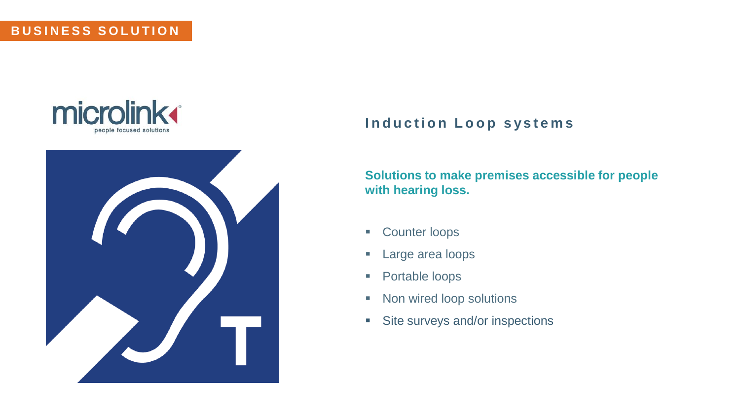BUSINESS SOLUTION

microlink

people focused solutions

## Induction Loop systems

**Solutions to make premises accessible for people with hearing loss.**

- Counter loops
- Large area loops
- Portable loops
- Non wired loop solutions
- Site surveys and/or inspections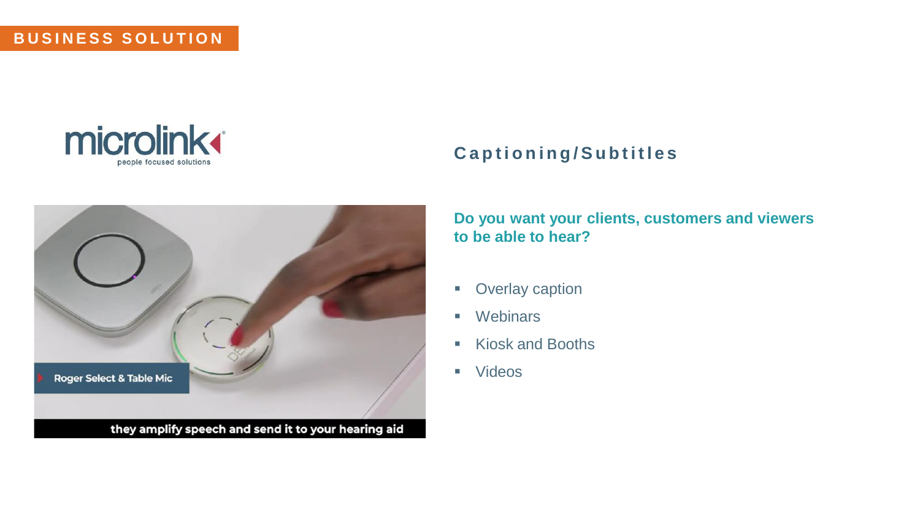BUSINESS SOLUTION

## Captioning/Subtitles

**Do you want your clients, customers and viewers to be able to hear?**

- Overlay caption
- Webinars
- Kiosk and Booths
- Videos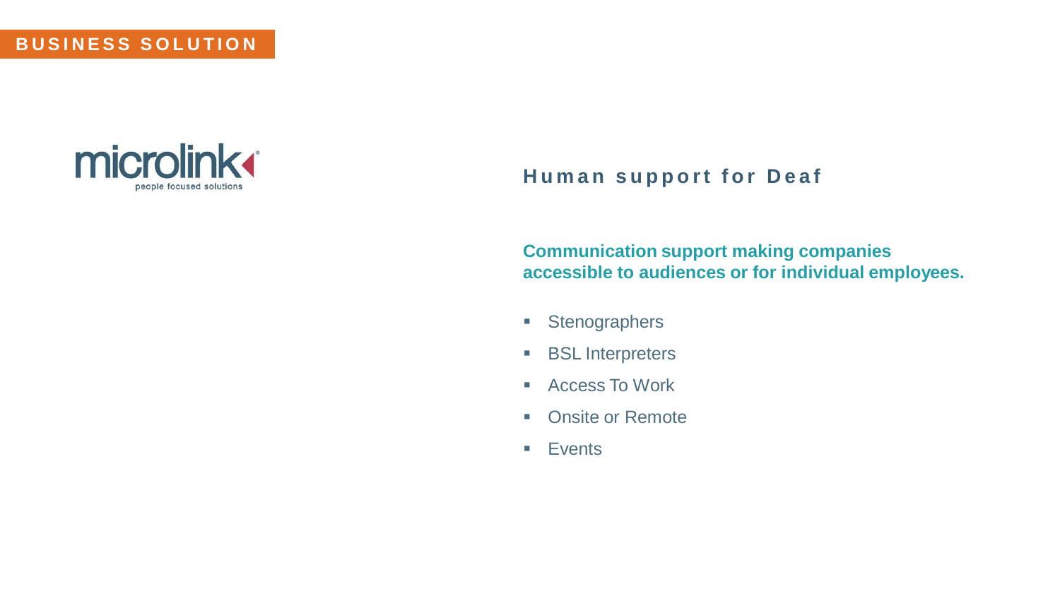BUSINESS SOLUTION

microlink
people focused solutions

## Human support for Deaf

**Communication support making companies accessible to audiences or for individual employees.**

- Stenographers
- BSL Interpreters
- Access To Work
- Onsite or Remote
- Events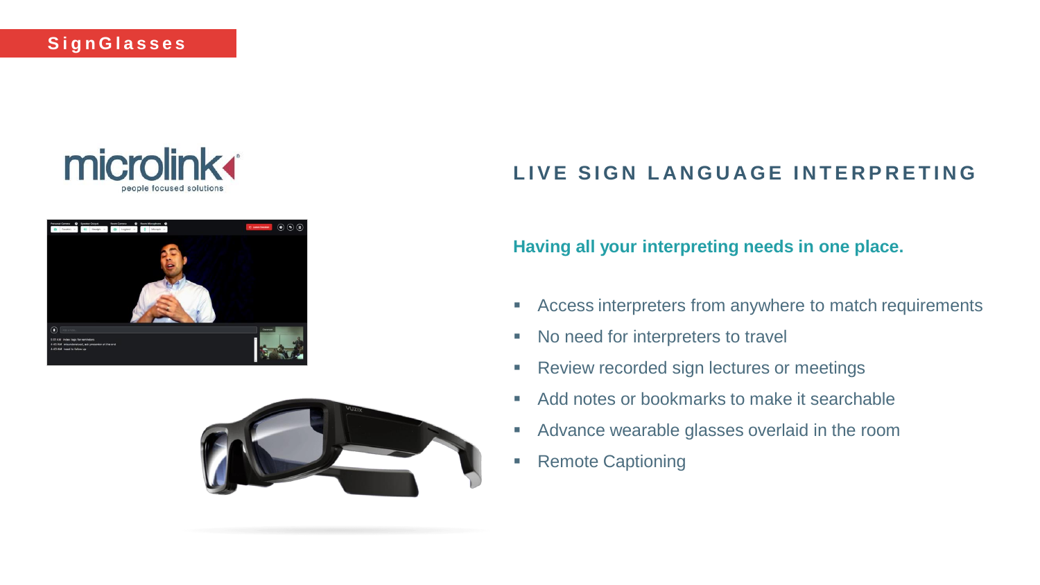SignGlasses

## LIVE SIGN LANGUAGE INTERPRETING

**Having all your interpreting needs in one place.**

- Access interpreters from anywhere to match requirements
- No need for interpreters to travel
- Review recorded sign lectures or meetings
- Add notes or bookmarks to make it searchable
- Advance wearable glasses overlaid in the room
- Remote Captioning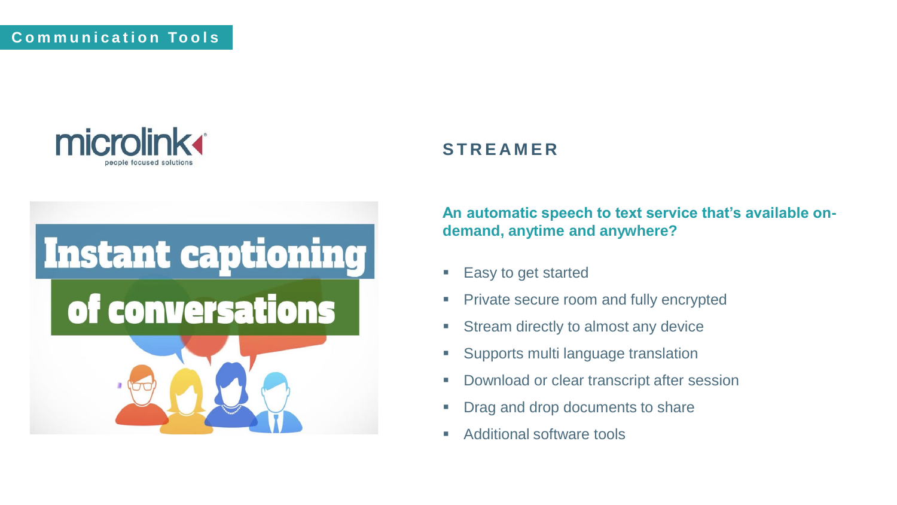## Communication Tools

microlink
people focused solutions

Instant captioning of conversations

### STREAMER

**An automatic speech to text service that's available on-demand, anytime and anywhere?**

- Easy to get started
- Private secure room and fully encrypted
- Stream directly to almost any device
- Supports multi language translation
- Download or clear transcript after session
- Drag and drop documents to share
- Additional software tools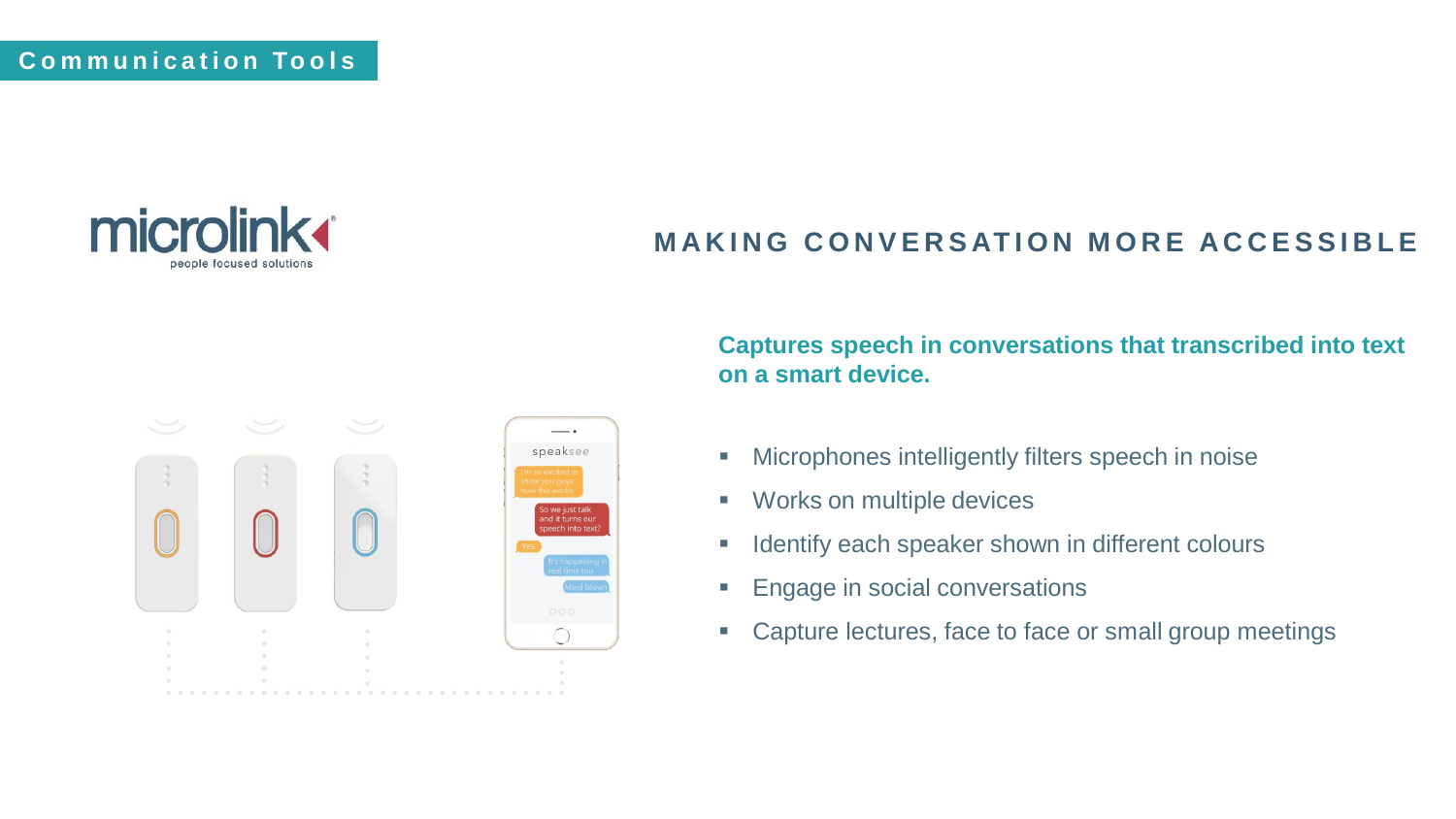## Communication Tools

microlink
people focused solutions

## MAKING CONVERSATION MORE ACCESSIBLE

**Captures speech in conversations that transcribed into text on a smart device.**

- Microphones intelligently filters speech in noise
- Works on multiple devices
- Identify each speaker shown in different colours
- Engage in social conversations
- Capture lectures, face to face or small group meetings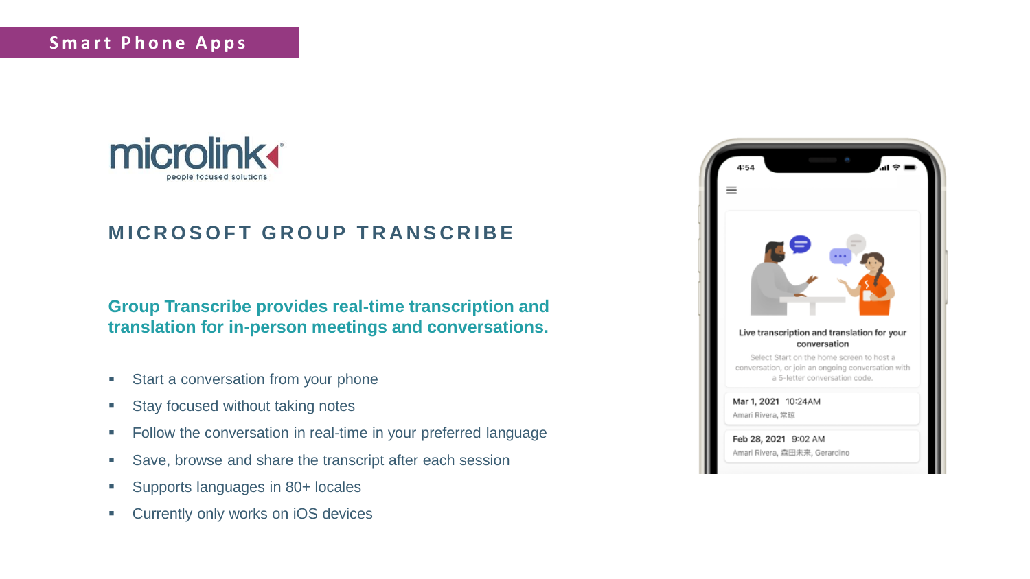Smart Phone Apps

microlink
people focused solutions

## MICROSOFT GROUP TRANSCRIBE

**Group Transcribe provides real-time transcription and translation for in-person meetings and conversations.**

- Start a conversation from your phone
- Stay focused without taking notes
- Follow the conversation in real-time in your preferred language
- Save, browse and share the transcript after each session
- Supports languages in 80+ locales
- Currently only works on iOS devices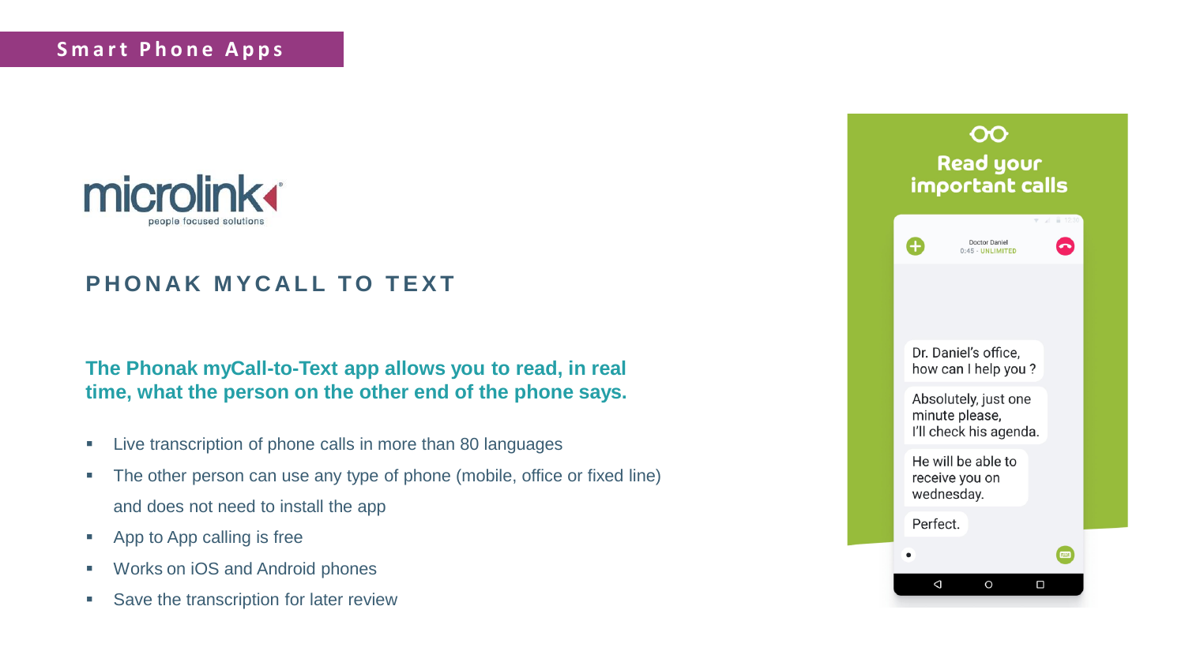Smart Phone Apps

microlink
people focused solutions

## PHONAK MYCALL TO TEXT

**The Phonak myCall-to-Text app allows you to read, in real time, what the person on the other end of the phone says.**

- Live transcription of phone calls in more than 80 languages
- The other person can use any type of phone (mobile, office or fixed line) and does not need to install the app
- App to App calling is free
- Works on iOS and Android phones
- Save the transcription for later review

Read your important calls

Doctor Daniel
0:45 - UNLIMITED

Dr. Daniel's office, how can I help you ?

Absolutely, just one minute please, I'll check his agenda.

He will be able to receive you on wednesday.

Perfect.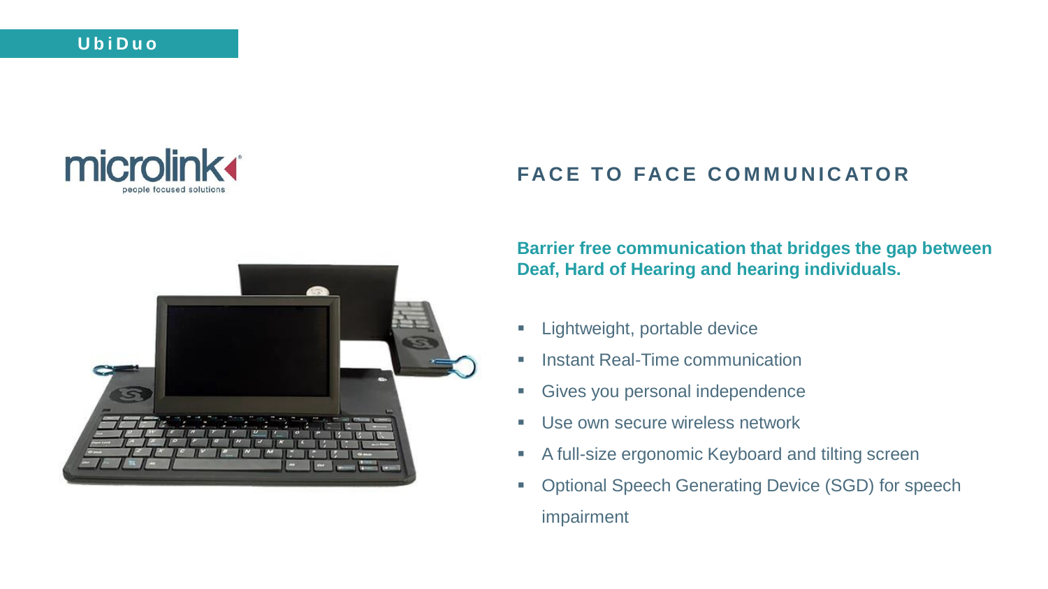# UbiDuo

## FACE TO FACE COMMUNICATOR

**Barrier free communication that bridges the gap between Deaf, Hard of Hearing and hearing individuals.**

- Lightweight, portable device
- Instant Real-Time communication
- Gives you personal independence
- Use own secure wireless network
- A full-size ergonomic Keyboard and tilting screen
- Optional Speech Generating Device (SGD) for speech impairment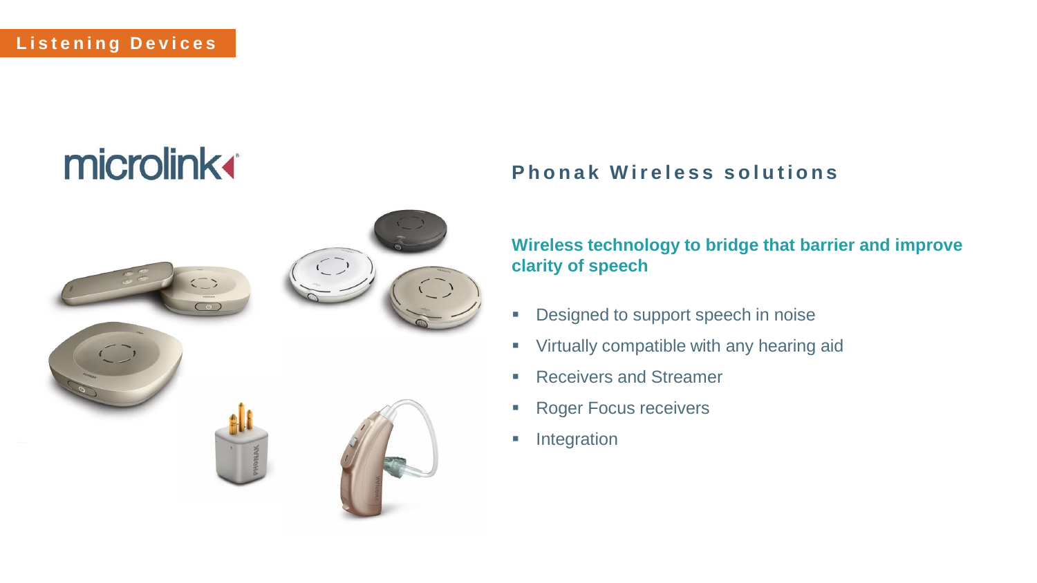Listening Devices

microlink

## Phonak Wireless solutions

**Wireless technology to bridge that barrier and improve clarity of speech**

- Designed to support speech in noise
- Virtually compatible with any hearing aid
- Receivers and Streamer
- Roger Focus receivers
- Integration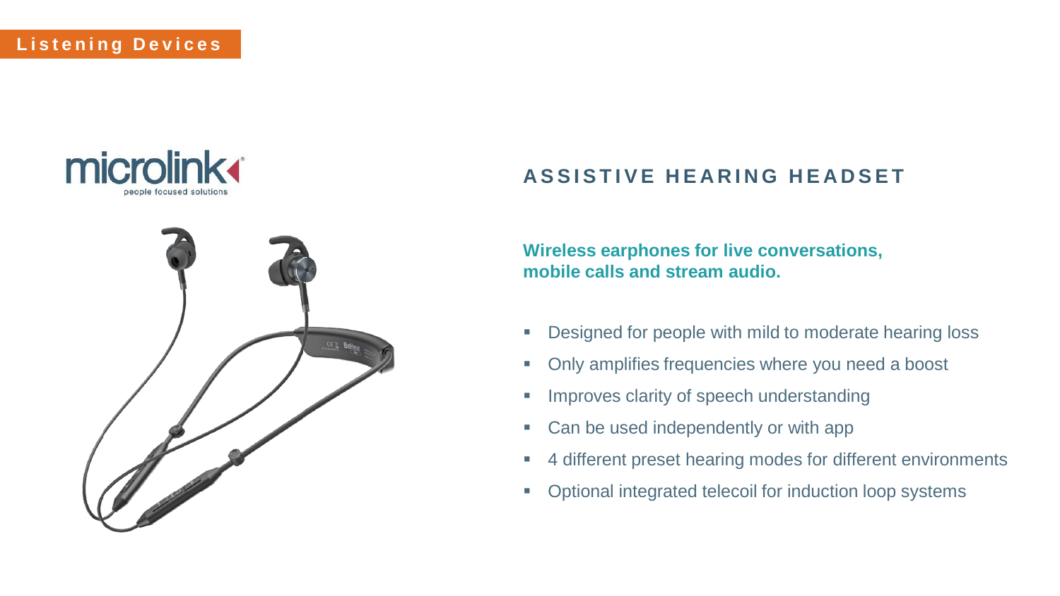Listening Devices

microlink
people focused solutions

## ASSISTIVE HEARING HEADSET

**Wireless earphones for live conversations, mobile calls and stream audio.**

- Designed for people with mild to moderate hearing loss
- Only amplifies frequencies where you need a boost
- Improves clarity of speech understanding
- Can be used independently or with app
- 4 different preset hearing modes for different environments
- Optional integrated telecoil for induction loop systems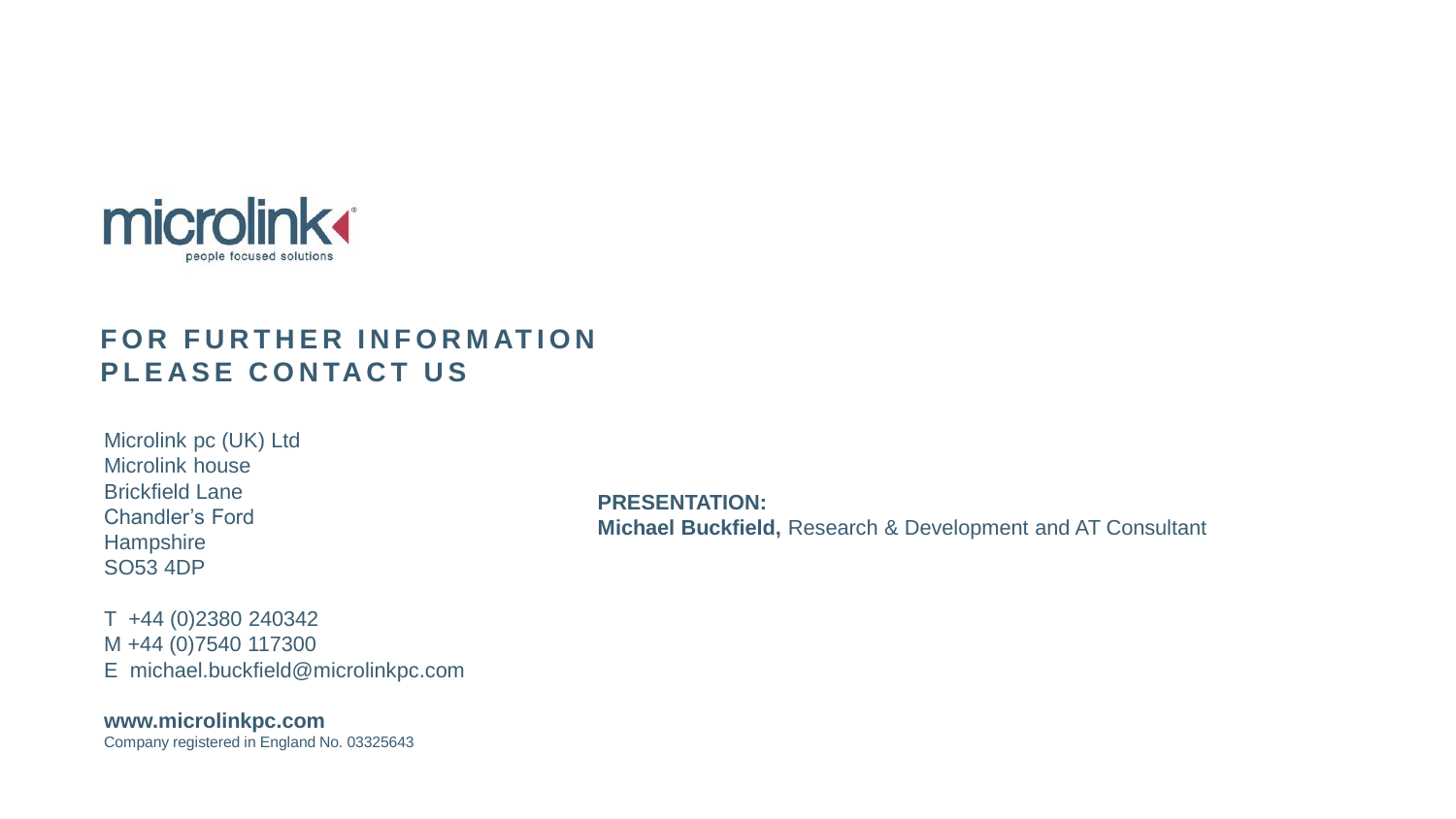microlink

people focused solutions

## FOR FURTHER INFORMATION PLEASE CONTACT US

Microlink pc (UK) Ltd
Microlink house
Brickfield Lane
Chandler's Ford
Hampshire
SO53 4DP

T +44 (0)2380 240342
M +44 (0)7540 117300
E michael.buckfield@microlinkpc.com

**www.microlinkpc.com**
Company registered in England No. 03325643

**PRESENTATION:**
**Michael Buckfield,** Research & Development and AT Consultant